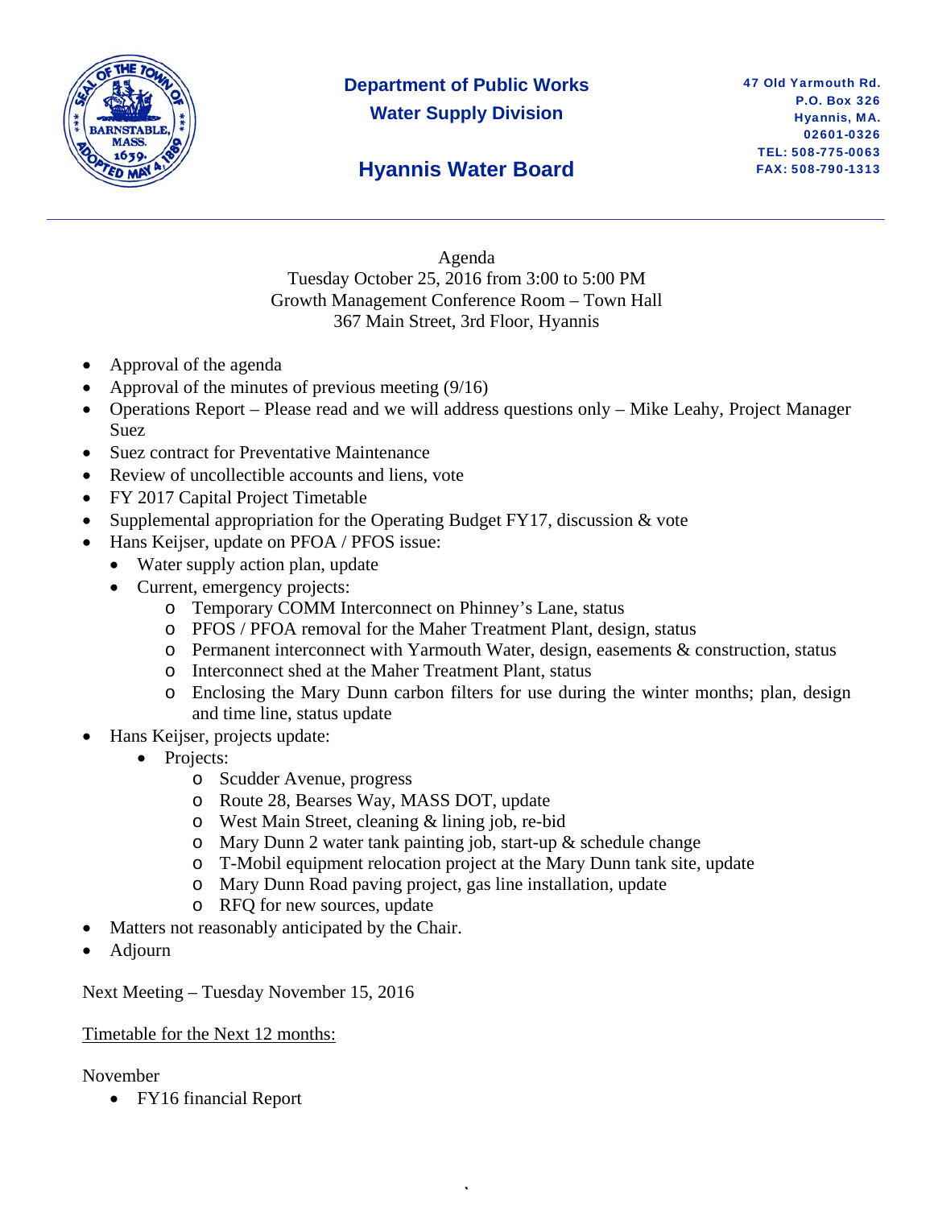**Department of Public Works**
**Water Supply Division**

**Hyannis Water Board**

47 Old Yarmouth Rd.
P.O. Box 326
Hyannis, MA.
02601-0326
TEL: 508-775-0063
FAX: 508-790-1313

---

Agenda
Tuesday October 25, 2016 from 3:00 to 5:00 PM
Growth Management Conference Room – Town Hall
367 Main Street, 3rd Floor, Hyannis

- Approval of the agenda
- Approval of the minutes of previous meeting (9/16)
- Operations Report – Please read and we will address questions only – Mike Leahy, Project Manager Suez
- Suez contract for Preventative Maintenance
- Review of uncollectible accounts and liens, vote
- FY 2017 Capital Project Timetable
- Supplemental appropriation for the Operating Budget FY17, discussion & vote
- Hans Keijser, update on PFOA / PFOS issue:
  - Water supply action plan, update
  - Current, emergency projects:
    - Temporary COMM Interconnect on Phinney's Lane, status
    - PFOS / PFOA removal for the Maher Treatment Plant, design, status
    - Permanent interconnect with Yarmouth Water, design, easements & construction, status
    - Interconnect shed at the Maher Treatment Plant, status
    - Enclosing the Mary Dunn carbon filters for use during the winter months; plan, design and time line, status update
- Hans Keijser, projects update:
  - Projects:
    - Scudder Avenue, progress
    - Route 28, Bearses Way, MASS DOT, update
    - West Main Street, cleaning & lining job, re-bid
    - Mary Dunn 2 water tank painting job, start-up & schedule change
    - T-Mobil equipment relocation project at the Mary Dunn tank site, update
    - Mary Dunn Road paving project, gas line installation, update
    - RFQ for new sources, update
- Matters not reasonably anticipated by the Chair.
- Adjourn

Next Meeting – Tuesday November 15, 2016

Timetable for the Next 12 months:

November

- FY16 financial Report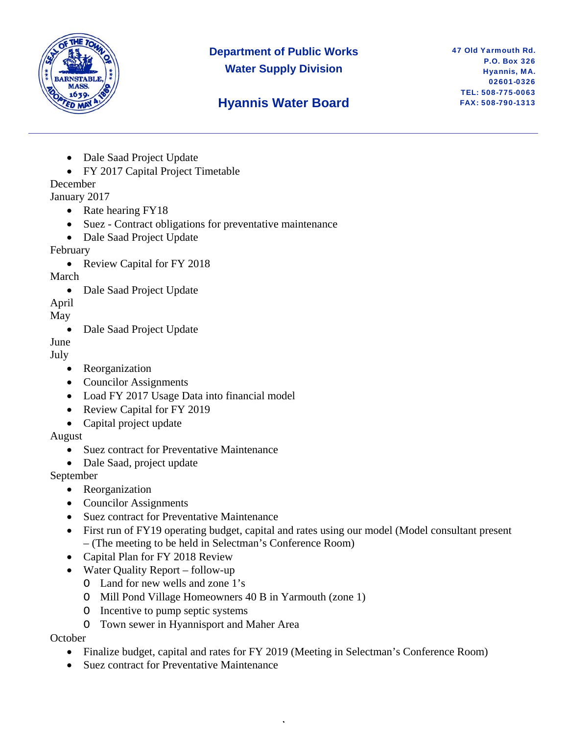**Department of Public Works**
**Water Supply Division**

**Hyannis Water Board**

47 Old Yarmouth Rd.
P.O. Box 326
Hyannis, MA.
02601-0326
TEL: 508-775-0063
FAX: 508-790-1313

- Dale Saad Project Update
- FY 2017 Capital Project Timetable

December

January 2017

- Rate hearing FY18
- Suez - Contract obligations for preventative maintenance
- Dale Saad Project Update

February

- Review Capital for FY 2018

March

- Dale Saad Project Update

April

May

- Dale Saad Project Update

June

July

- Reorganization
- Councilor Assignments
- Load FY 2017 Usage Data into financial model
- Review Capital for FY 2019
- Capital project update

August

- Suez contract for Preventative Maintenance
- Dale Saad, project update

September

- Reorganization
- Councilor Assignments
- Suez contract for Preventative Maintenance
- First run of FY19 operating budget, capital and rates using our model (Model consultant present – (The meeting to be held in Selectman's Conference Room)
- Capital Plan for FY 2018 Review
- Water Quality Report – follow-up
    - Land for new wells and zone 1's
    - Mill Pond Village Homeowners 40 B in Yarmouth (zone 1)
    - Incentive to pump septic systems
    - Town sewer in Hyannisport and Maher Area

October

- Finalize budget, capital and rates for FY 2019 (Meeting in Selectman's Conference Room)
- Suez contract for Preventative Maintenance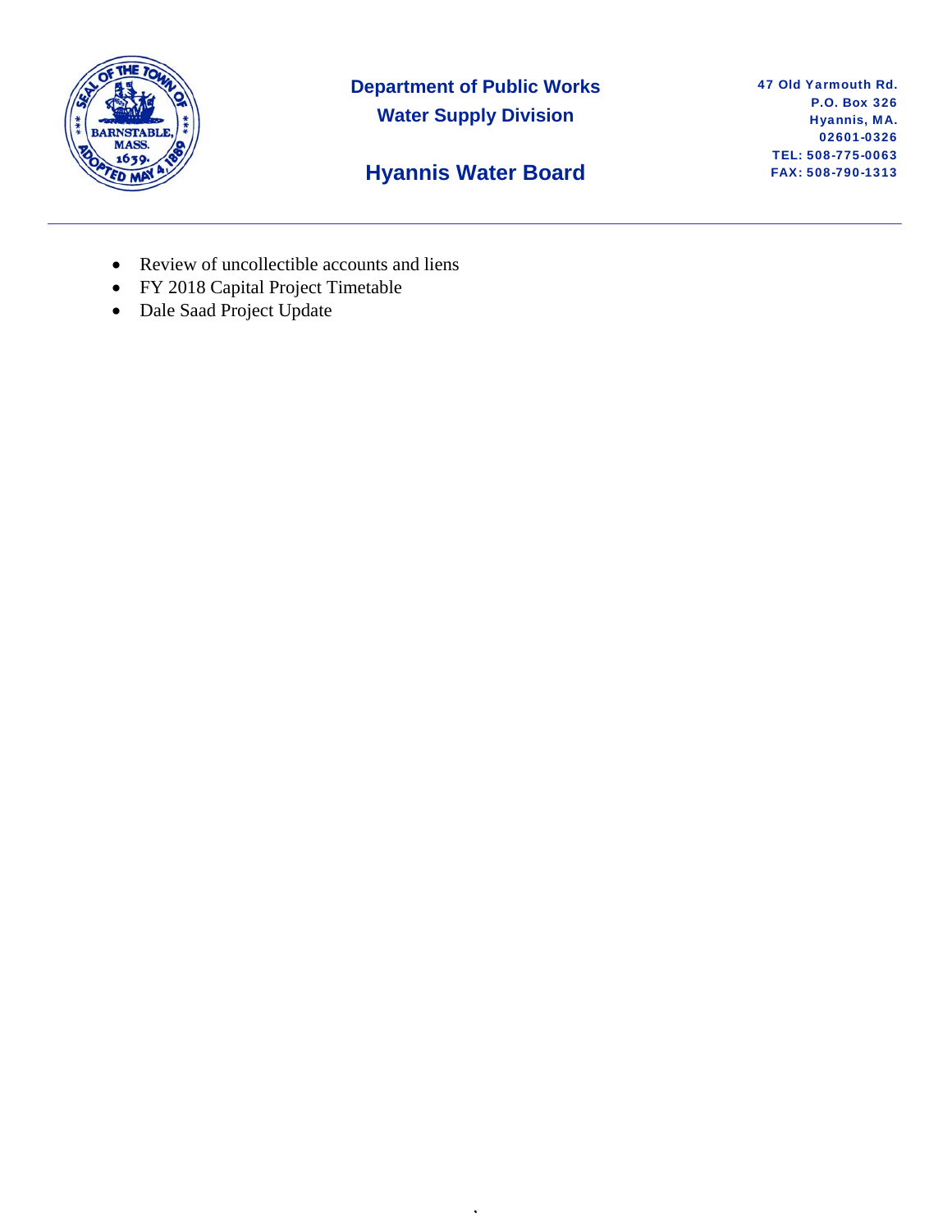- Review of uncollectible accounts and liens
- FY 2018 Capital Project Timetable
- Dale Saad Project Update